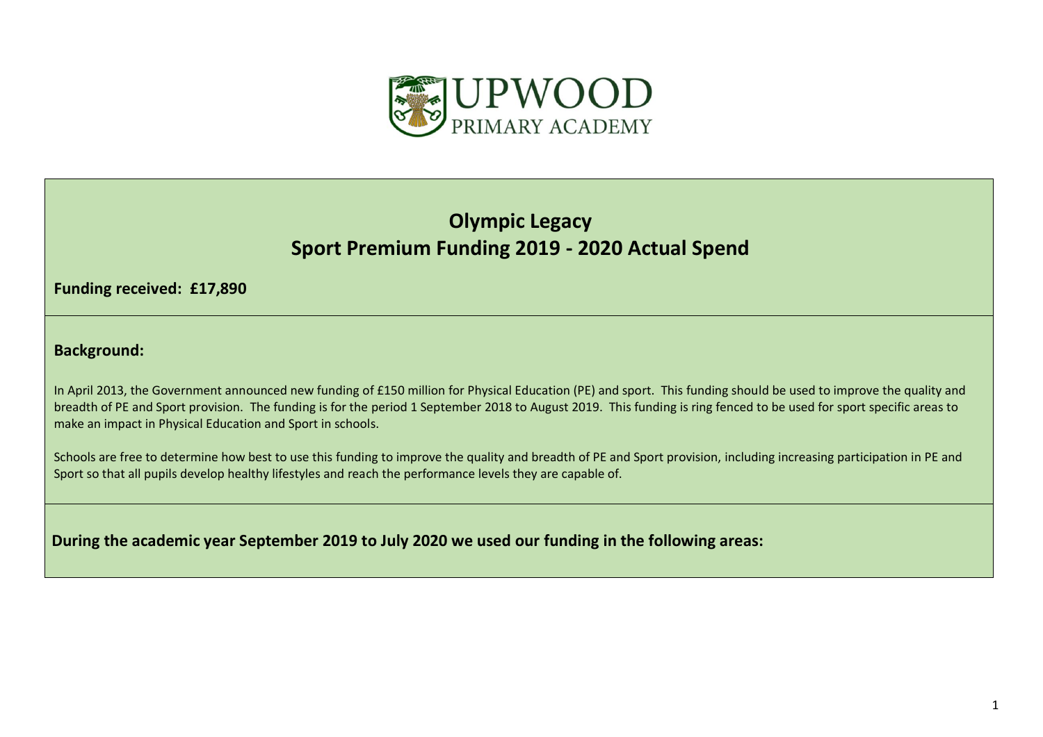UPWOOD
PRIMARY ACADEMY

# Olympic Legacy
# Sport Premium Funding 2019 - 2020 Actual Spend

**Funding received: £17,890**

## Background:

In April 2013, the Government announced new funding of £150 million for Physical Education (PE) and sport. This funding should be used to improve the quality and breadth of PE and Sport provision. The funding is for the period 1 September 2018 to August 2019. This funding is ring fenced to be used for sport specific areas to make an impact in Physical Education and Sport in schools.

Schools are free to determine how best to use this funding to improve the quality and breadth of PE and Sport provision, including increasing participation in PE and Sport so that all pupils develop healthy lifestyles and reach the performance levels they are capable of.

**During the academic year September 2019 to July 2020 we used our funding in the following areas:**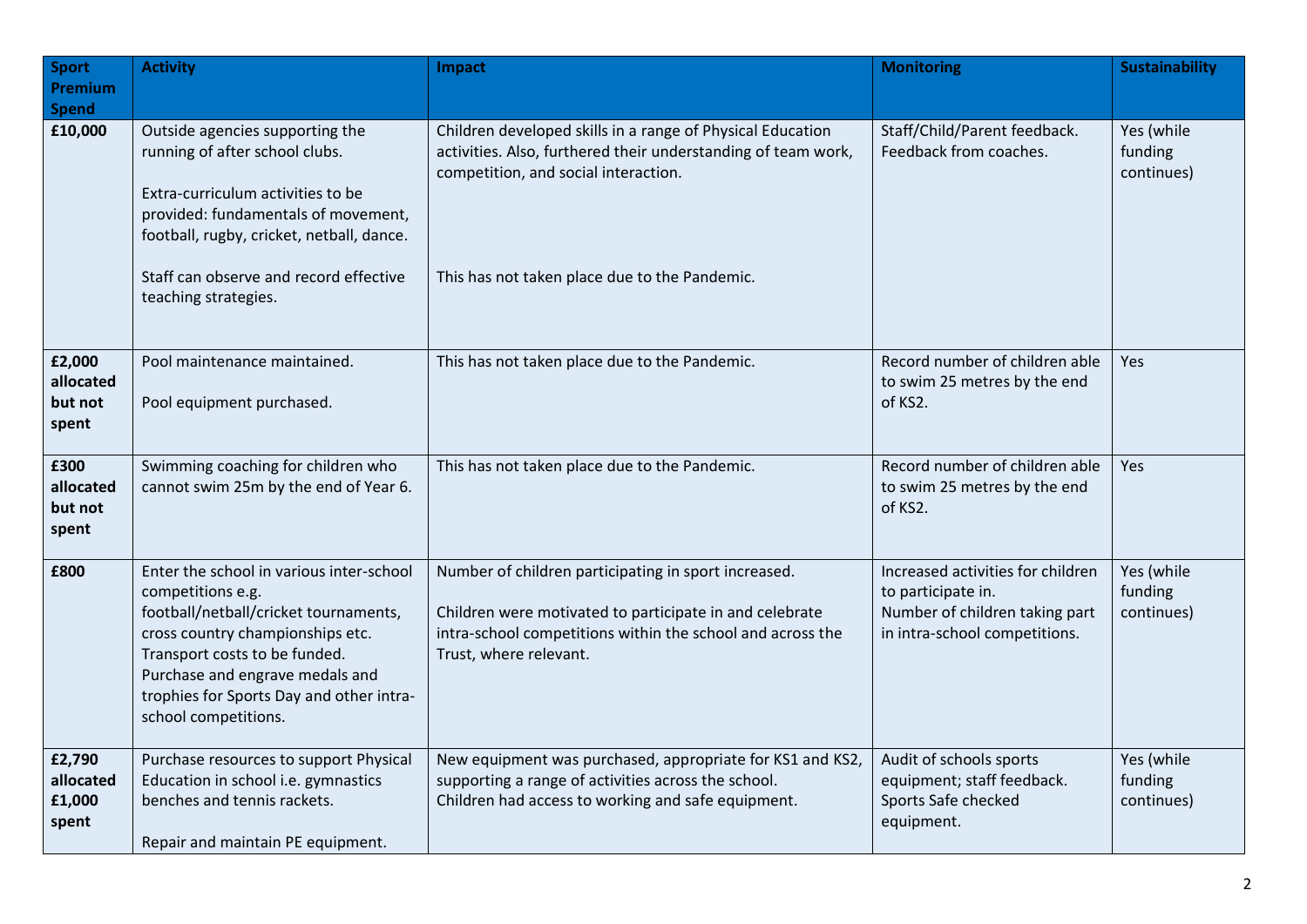| Sport Premium Spend | Activity | Impact | Monitoring | Sustainability |
|---|---|---|---|---|
| **£10,000** | Outside agencies supporting the running of after school clubs.<br><br>Extra-curriculum activities to be provided: fundamentals of movement, football, rugby, cricket, netball, dance.<br><br>Staff can observe and record effective teaching strategies. | Children developed skills in a range of Physical Education activities. Also, furthered their understanding of team work, competition, and social interaction.<br><br>This has not taken place due to the Pandemic. | Staff/Child/Parent feedback. Feedback from coaches. | Yes (while funding continues) |
| **£2,000 allocated but not spent** | Pool maintenance maintained.<br><br>Pool equipment purchased. | This has not taken place due to the Pandemic. | Record number of children able to swim 25 metres by the end of KS2. | Yes |
| **£300 allocated but not spent** | Swimming coaching for children who cannot swim 25m by the end of Year 6. | This has not taken place due to the Pandemic. | Record number of children able to swim 25 metres by the end of KS2. | Yes |
| **£800** | Enter the school in various inter-school competitions e.g. football/netball/cricket tournaments, cross country championships etc. Transport costs to be funded. Purchase and engrave medals and trophies for Sports Day and other intra-school competitions. | Number of children participating in sport increased.<br><br>Children were motivated to participate in and celebrate intra-school competitions within the school and across the Trust, where relevant. | Increased activities for children to participate in.<br>Number of children taking part in intra-school competitions. | Yes (while funding continues) |
| **£2,790 allocated £1,000 spent** | Purchase resources to support Physical Education in school i.e. gymnastics benches and tennis rackets.<br><br>Repair and maintain PE equipment. | New equipment was purchased, appropriate for KS1 and KS2, supporting a range of activities across the school.<br>Children had access to working and safe equipment. | Audit of schools sports equipment; staff feedback.<br>Sports Safe checked equipment. | Yes (while funding continues) |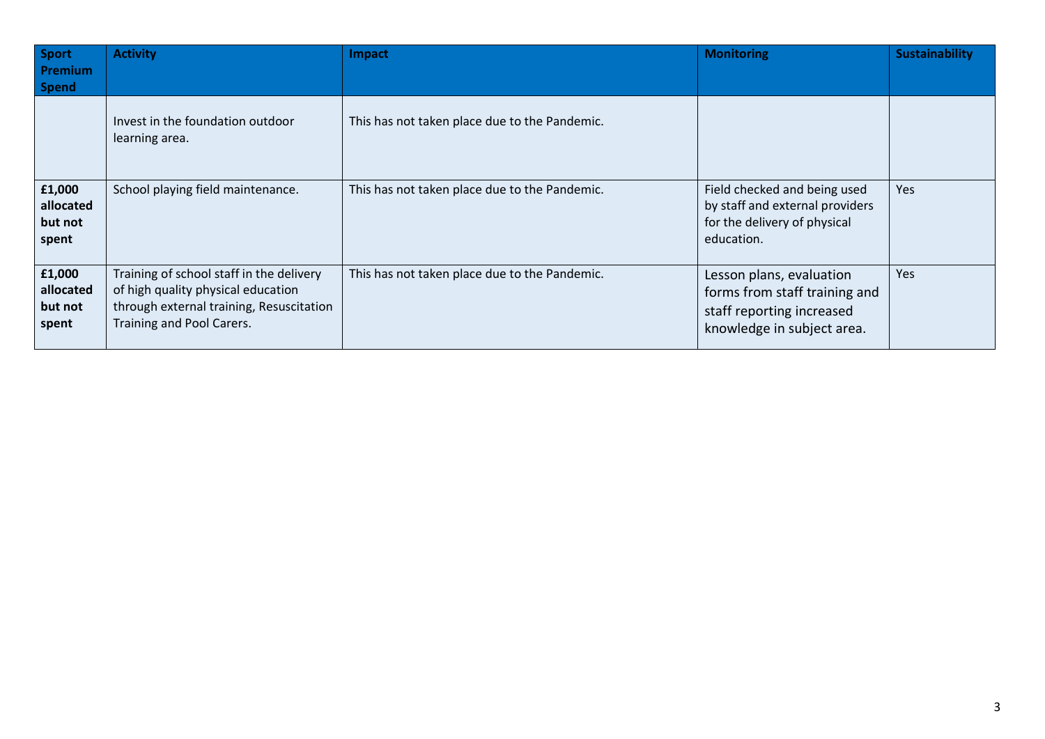| Sport Premium Spend | Activity | Impact | Monitoring | Sustainability |
|---|---|---|---|---|
| | Invest in the foundation outdoor learning area. | This has not taken place due to the Pandemic. | | |
| **£1,000 allocated but not spent** | School playing field maintenance. | This has not taken place due to the Pandemic. | Field checked and being used by staff and external providers for the delivery of physical education. | Yes |
| **£1,000 allocated but not spent** | Training of school staff in the delivery of high quality physical education through external training, Resuscitation Training and Pool Carers. | This has not taken place due to the Pandemic. | Lesson plans, evaluation forms from staff training and staff reporting increased knowledge in subject area. | Yes |